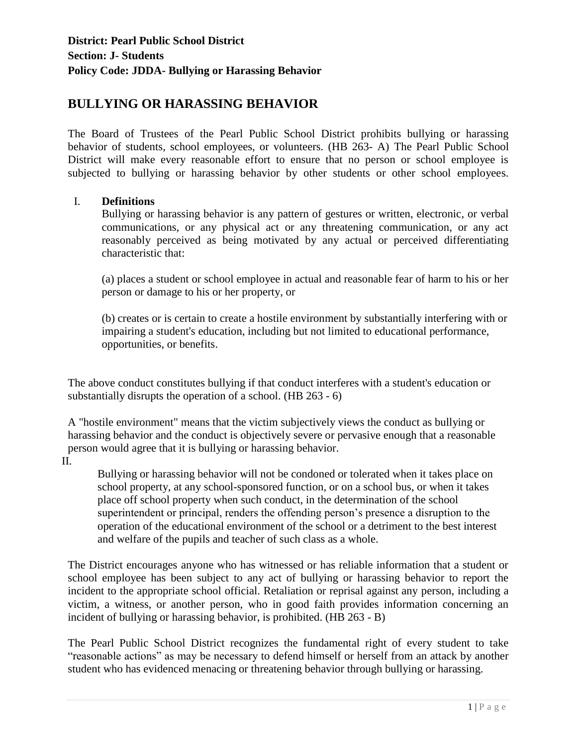**District: Pearl Public School District**
**Section: J- Students**
**Policy Code: JDDA- Bullying or Harassing Behavior**

# BULLYING OR HARASSING BEHAVIOR

The Board of Trustees of the Pearl Public School District prohibits bullying or harassing behavior of students, school employees, or volunteers. (HB 263- A) The Pearl Public School District will make every reasonable effort to ensure that no person or school employee is subjected to bullying or harassing behavior by other students or other school employees.

I. **Definitions**

Bullying or harassing behavior is any pattern of gestures or written, electronic, or verbal communications, or any physical act or any threatening communication, or any act reasonably perceived as being motivated by any actual or perceived differentiating characteristic that:

(a) places a student or school employee in actual and reasonable fear of harm to his or her person or damage to his or her property, or

(b) creates or is certain to create a hostile environment by substantially interfering with or impairing a student's education, including but not limited to educational performance, opportunities, or benefits.

The above conduct constitutes bullying if that conduct interferes with a student's education or substantially disrupts the operation of a school. (HB 263 - 6)

A "hostile environment" means that the victim subjectively views the conduct as bullying or harassing behavior and the conduct is objectively severe or pervasive enough that a reasonable person would agree that it is bullying or harassing behavior.

II.

Bullying or harassing behavior will not be condoned or tolerated when it takes place on school property, at any school-sponsored function, or on a school bus, or when it takes place off school property when such conduct, in the determination of the school superintendent or principal, renders the offending person's presence a disruption to the operation of the educational environment of the school or a detriment to the best interest and welfare of the pupils and teacher of such class as a whole.

The District encourages anyone who has witnessed or has reliable information that a student or school employee has been subject to any act of bullying or harassing behavior to report the incident to the appropriate school official. Retaliation or reprisal against any person, including a victim, a witness, or another person, who in good faith provides information concerning an incident of bullying or harassing behavior, is prohibited. (HB 263 - B)

The Pearl Public School District recognizes the fundamental right of every student to take "reasonable actions" as may be necessary to defend himself or herself from an attack by another student who has evidenced menacing or threatening behavior through bullying or harassing.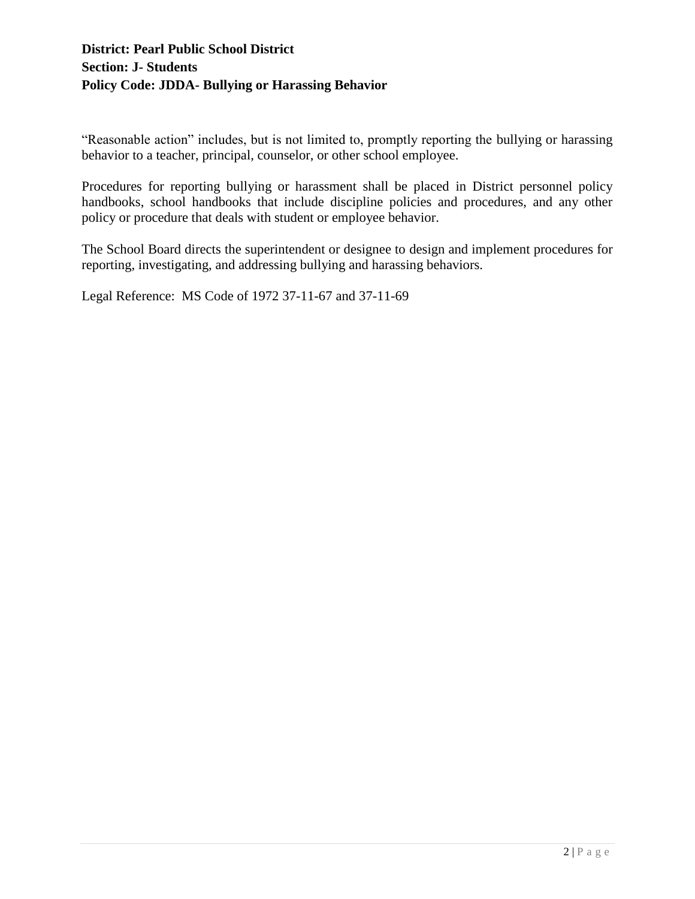**District: Pearl Public School District**
**Section: J- Students**
**Policy Code: JDDA- Bullying or Harassing Behavior**

"Reasonable action" includes, but is not limited to, promptly reporting the bullying or harassing behavior to a teacher, principal, counselor, or other school employee.

Procedures for reporting bullying or harassment shall be placed in District personnel policy handbooks, school handbooks that include discipline policies and procedures, and any other policy or procedure that deals with student or employee behavior.

The School Board directs the superintendent or designee to design and implement procedures for reporting, investigating, and addressing bullying and harassing behaviors.

Legal Reference: MS Code of 1972 37-11-67 and 37-11-69